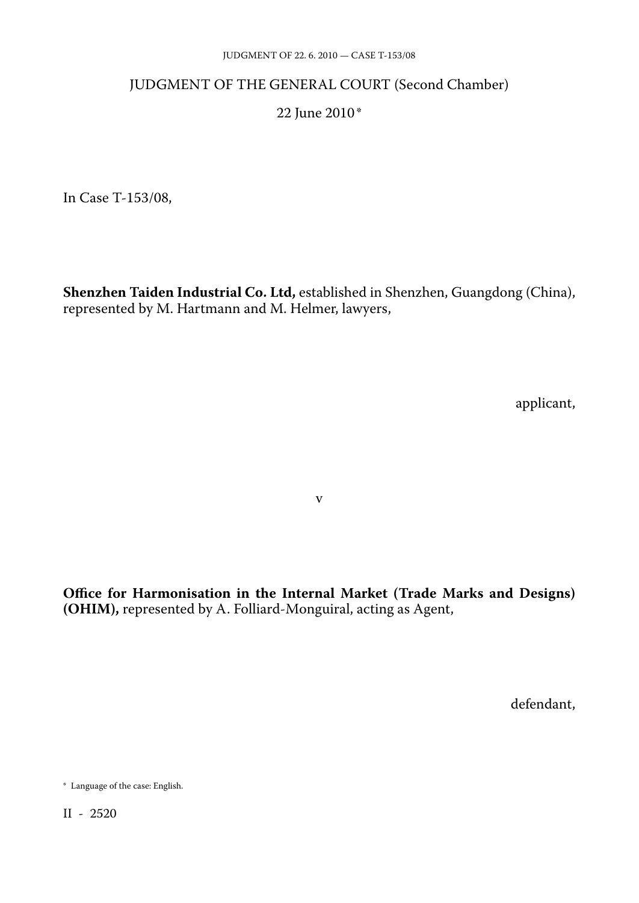# JUDGMENT OF THE GENERAL COURT (Second Chamber)

22 June 2010 *

In Case T-153/08,

**Shenzhen Taiden Industrial Co. Ltd,** established in Shenzhen, Guangdong (China), represented by M. Hartmann and M. Helmer, lawyers,

applicant,

v

**Office for Harmonisation in the Internal Market (Trade Marks and Designs) (OHIM),** represented by A. Folliard-Monguiral, acting as Agent,

defendant,

* Language of the case: English.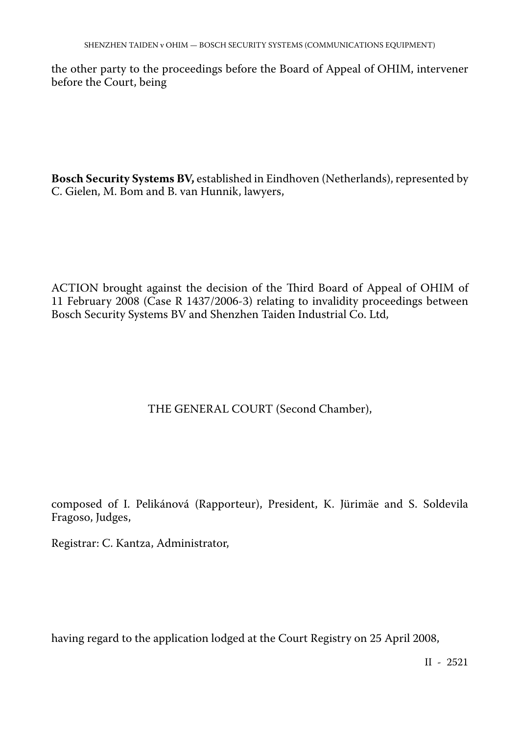the other party to the proceedings before the Board of Appeal of OHIM, intervener before the Court, being

**Bosch Security Systems BV,** established in Eindhoven (Netherlands), represented by C. Gielen, M. Bom and B. van Hunnik, lawyers,

ACTION brought against the decision of the Third Board of Appeal of OHIM of 11 February 2008 (Case R 1437/2006-3) relating to invalidity proceedings between Bosch Security Systems BV and Shenzhen Taiden Industrial Co. Ltd,

THE GENERAL COURT (Second Chamber),

composed of I. Pelikánová (Rapporteur), President, K. Jürimäe and S. Soldevila Fragoso, Judges,

Registrar: C. Kantza, Administrator,

having regard to the application lodged at the Court Registry on 25 April 2008,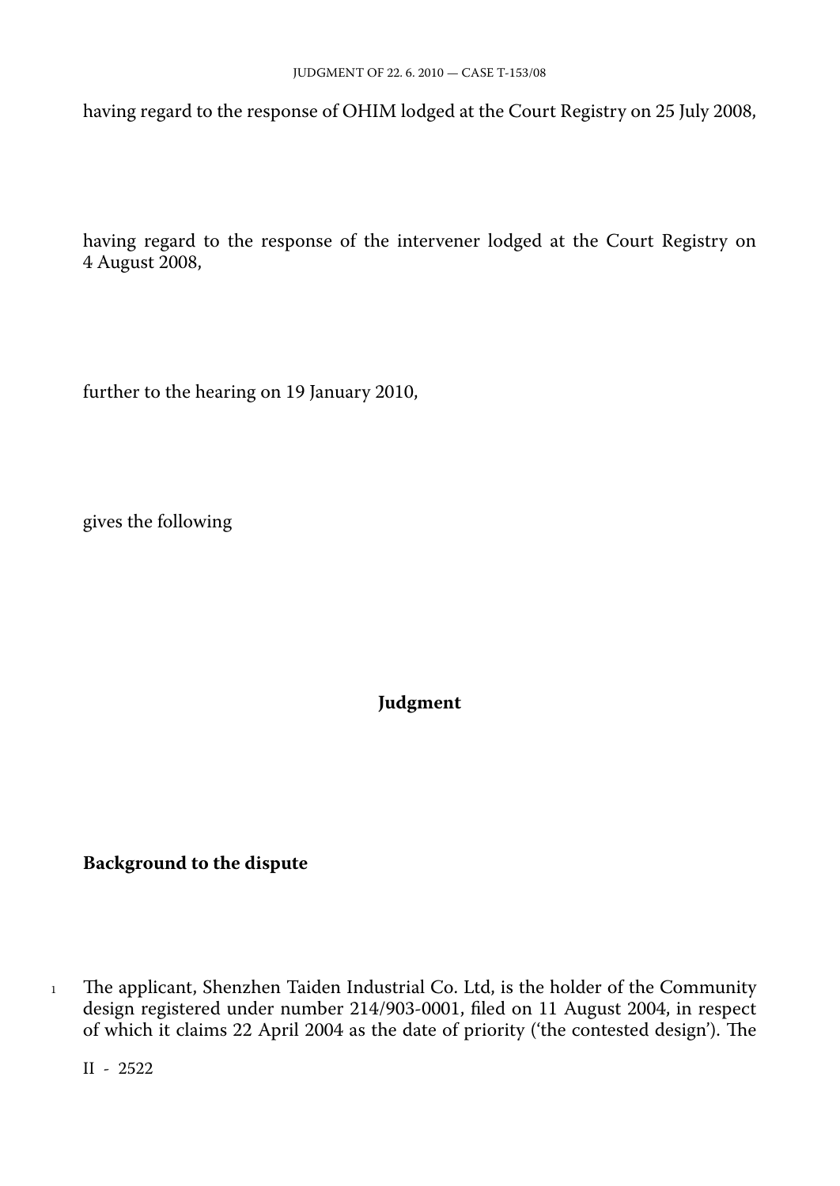having regard to the response of OHIM lodged at the Court Registry on 25 July 2008,

having regard to the response of the intervener lodged at the Court Registry on 4 August 2008,

further to the hearing on 19 January 2010,

gives the following

**Judgment**

**Background to the dispute**

1 The applicant, Shenzhen Taiden Industrial Co. Ltd, is the holder of the Community design registered under number 214/903-0001, filed on 11 August 2004, in respect of which it claims 22 April 2004 as the date of priority ('the contested design'). The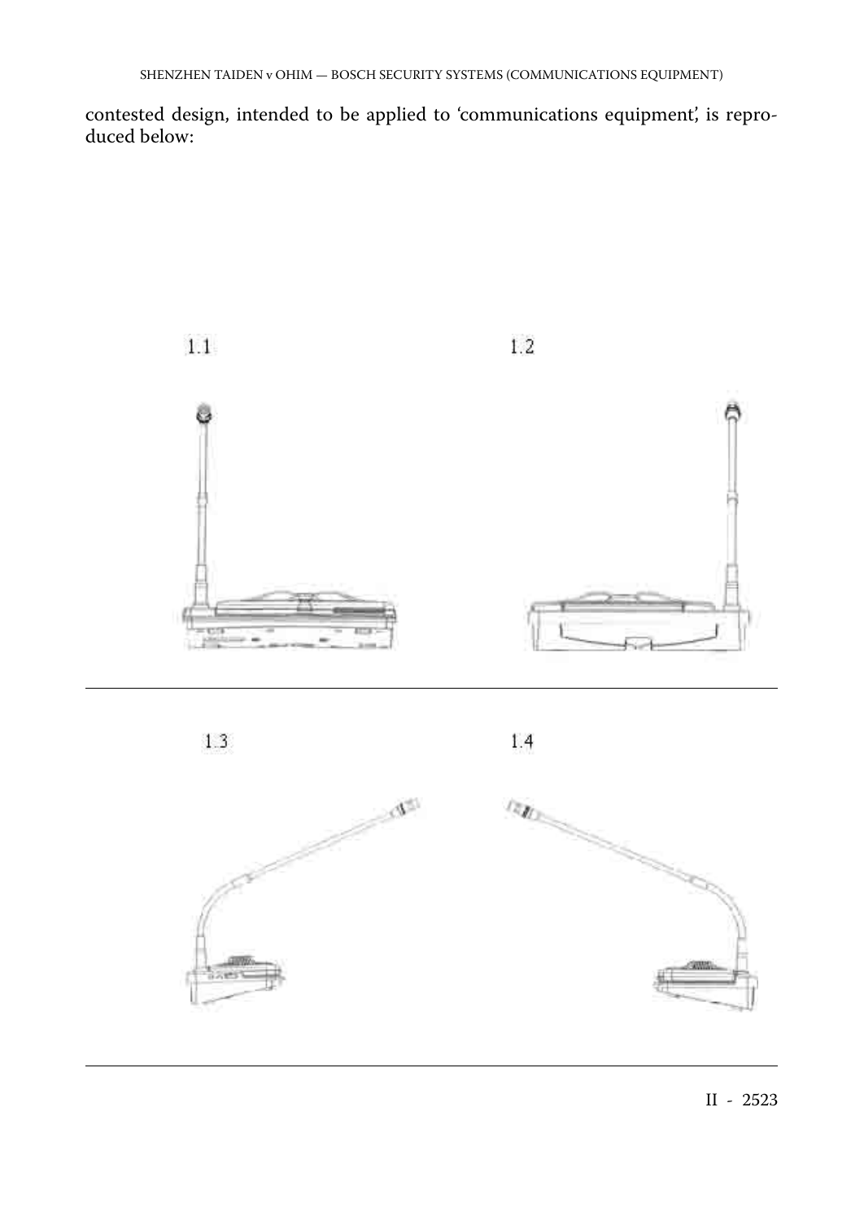contested design, intended to be applied to 'communications equipment', is reproduced below:

1.1

1.2

1.3

1.4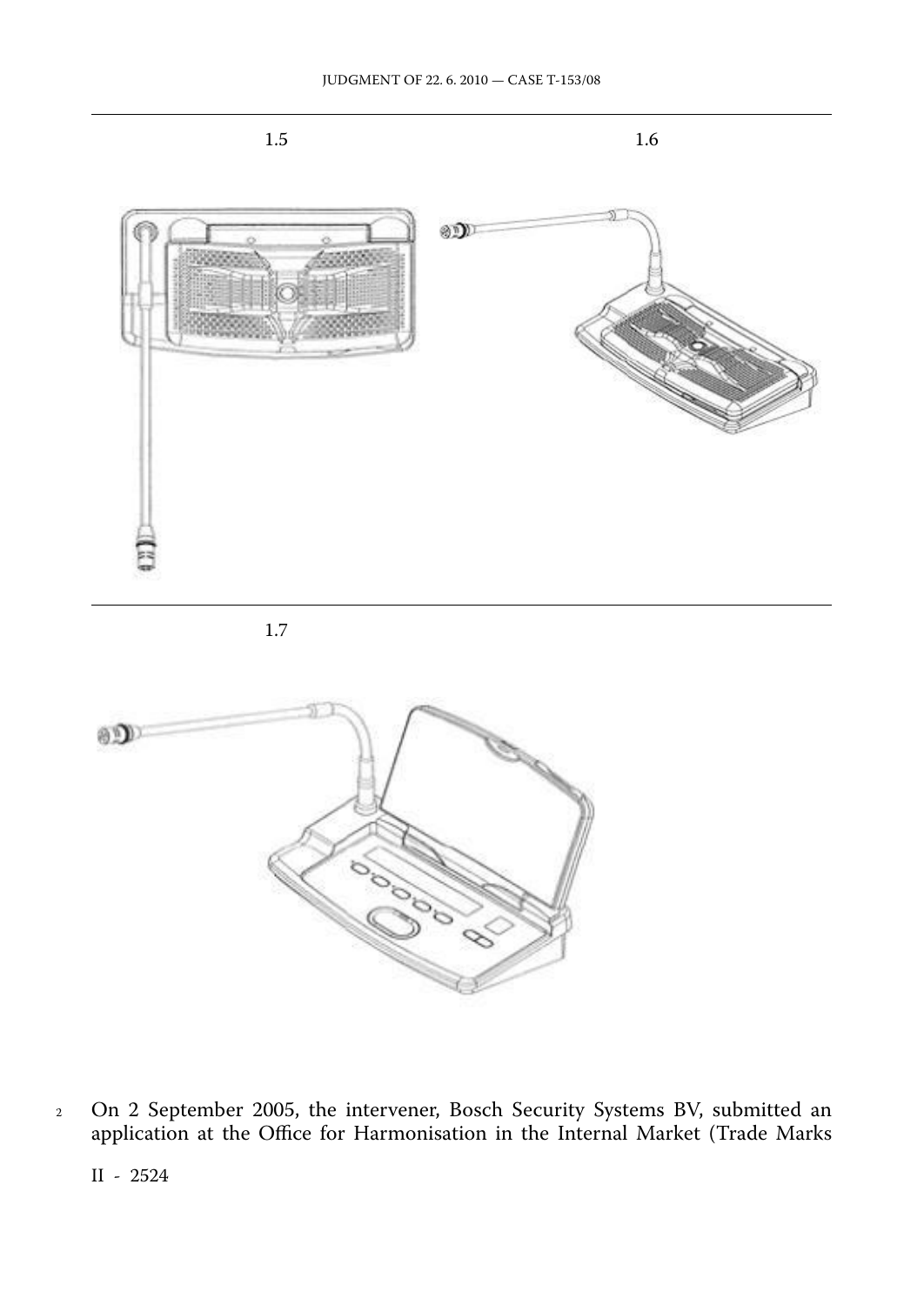1.5

1.6

1.7

2 On 2 September 2005, the intervener, Bosch Security Systems BV, submitted an application at the Office for Harmonisation in the Internal Market (Trade Marks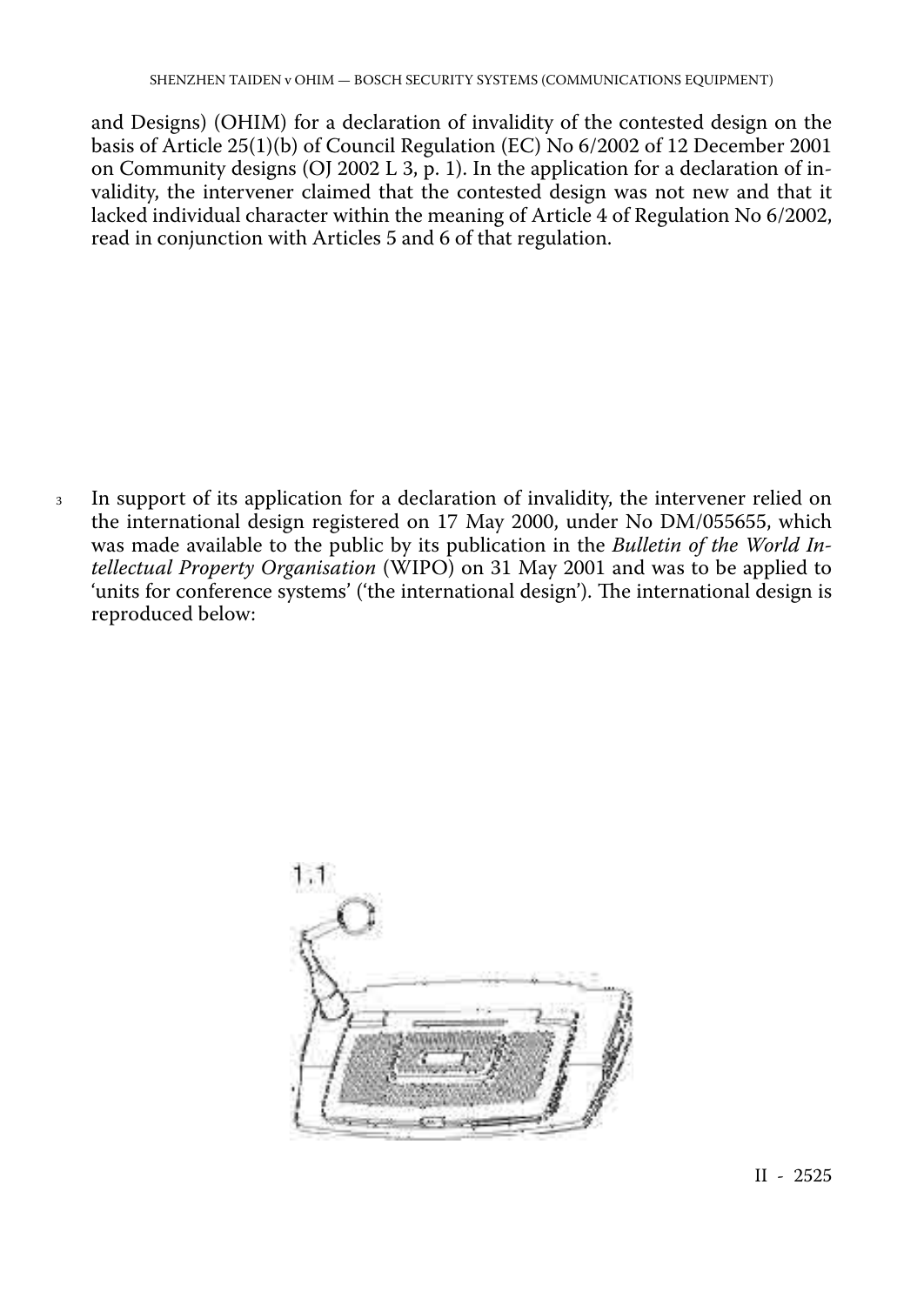and Designs) (OHIM) for a declaration of invalidity of the contested design on the basis of Article 25(1)(b) of Council Regulation (EC) No 6/2002 of 12 December 2001 on Community designs (OJ 2002 L 3, p. 1). In the application for a declaration of invalidity, the intervener claimed that the contested design was not new and that it lacked individual character within the meaning of Article 4 of Regulation No 6/2002, read in conjunction with Articles 5 and 6 of that regulation.

3 In support of its application for a declaration of invalidity, the intervener relied on the international design registered on 17 May 2000, under No DM/055655, which was made available to the public by its publication in the *Bulletin of the World Intellectual Property Organisation* (WIPO) on 31 May 2001 and was to be applied to 'units for conference systems' ('the international design'). The international design is reproduced below:

1.1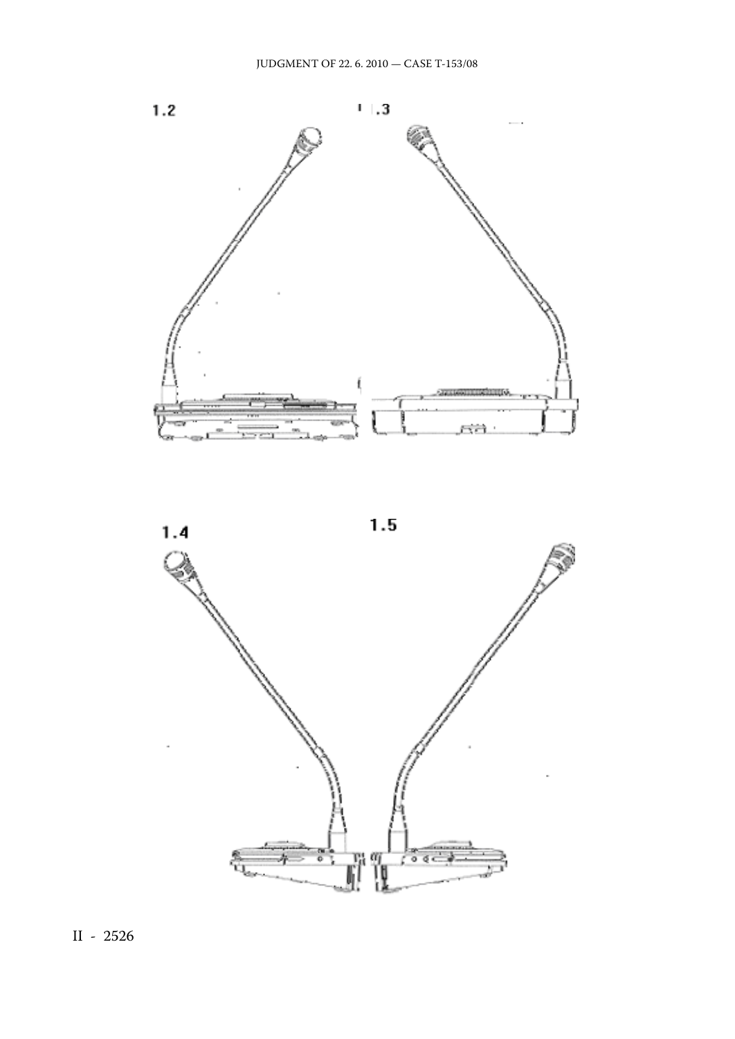1.2

1.3

1.4

1.5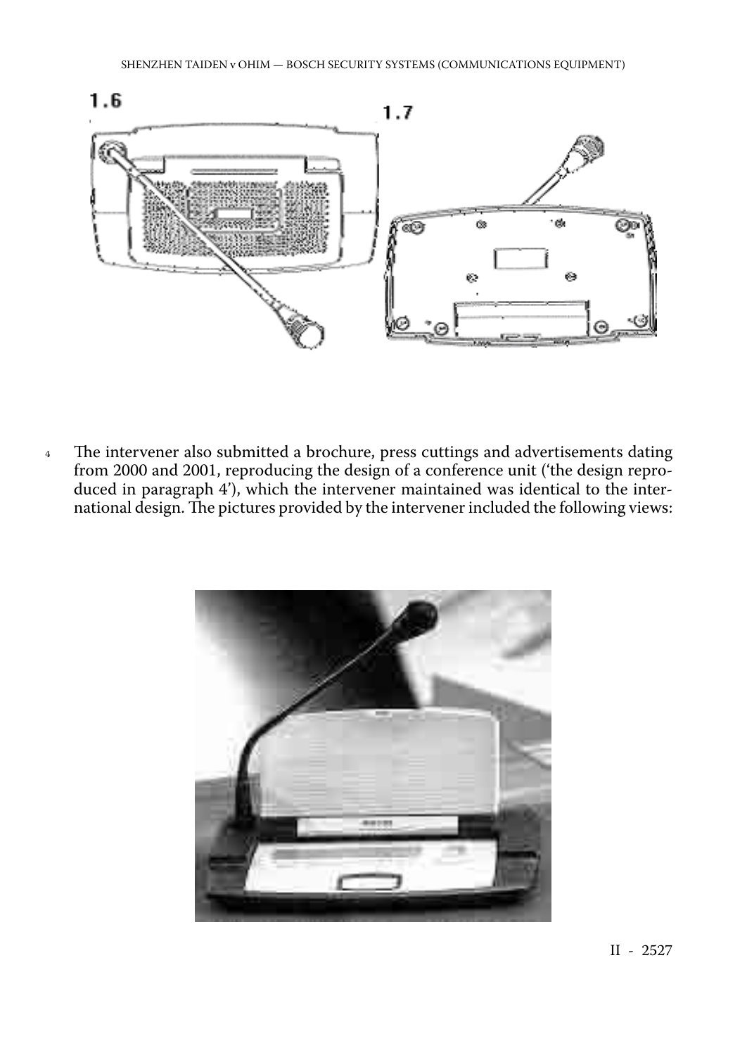1.6

1.7

4 The intervener also submitted a brochure, press cuttings and advertisements dating from 2000 and 2001, reproducing the design of a conference unit ('the design reproduced in paragraph 4'), which the intervener maintained was identical to the international design. The pictures provided by the intervener included the following views: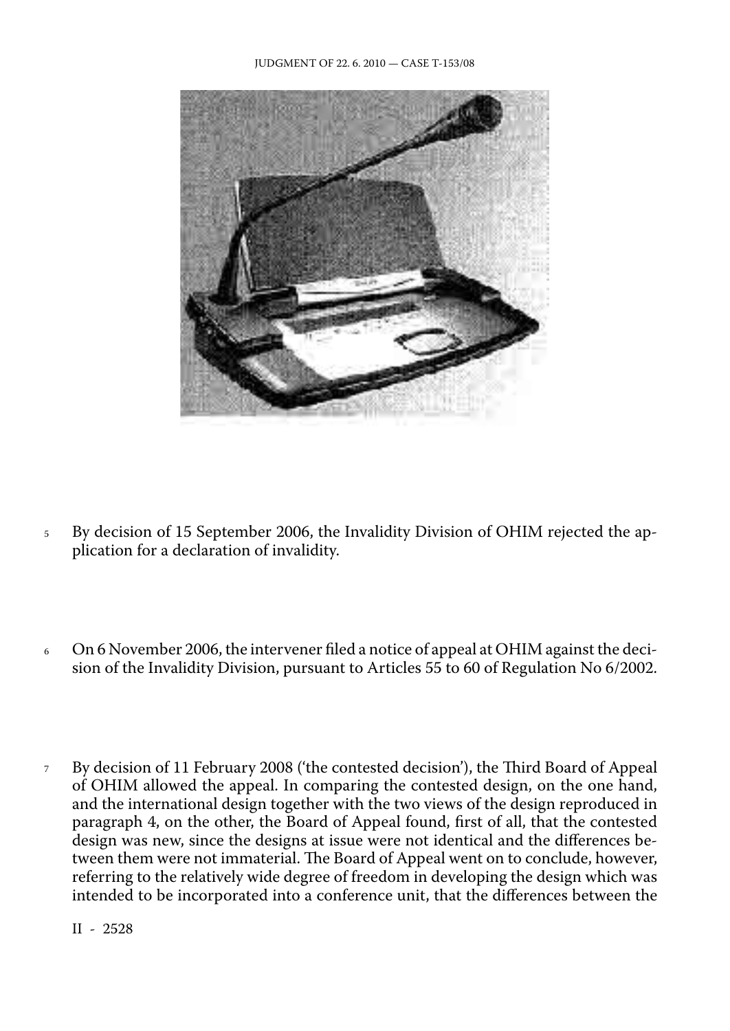5 By decision of 15 September 2006, the Invalidity Division of OHIM rejected the application for a declaration of invalidity.

6 On 6 November 2006, the intervener filed a notice of appeal at OHIM against the decision of the Invalidity Division, pursuant to Articles 55 to 60 of Regulation No 6/2002.

7 By decision of 11 February 2008 ('the contested decision'), the Third Board of Appeal of OHIM allowed the appeal. In comparing the contested design, on the one hand, and the international design together with the two views of the design reproduced in paragraph 4, on the other, the Board of Appeal found, first of all, that the contested design was new, since the designs at issue were not identical and the differences between them were not immaterial. The Board of Appeal went on to conclude, however, referring to the relatively wide degree of freedom in developing the design which was intended to be incorporated into a conference unit, that the differences between the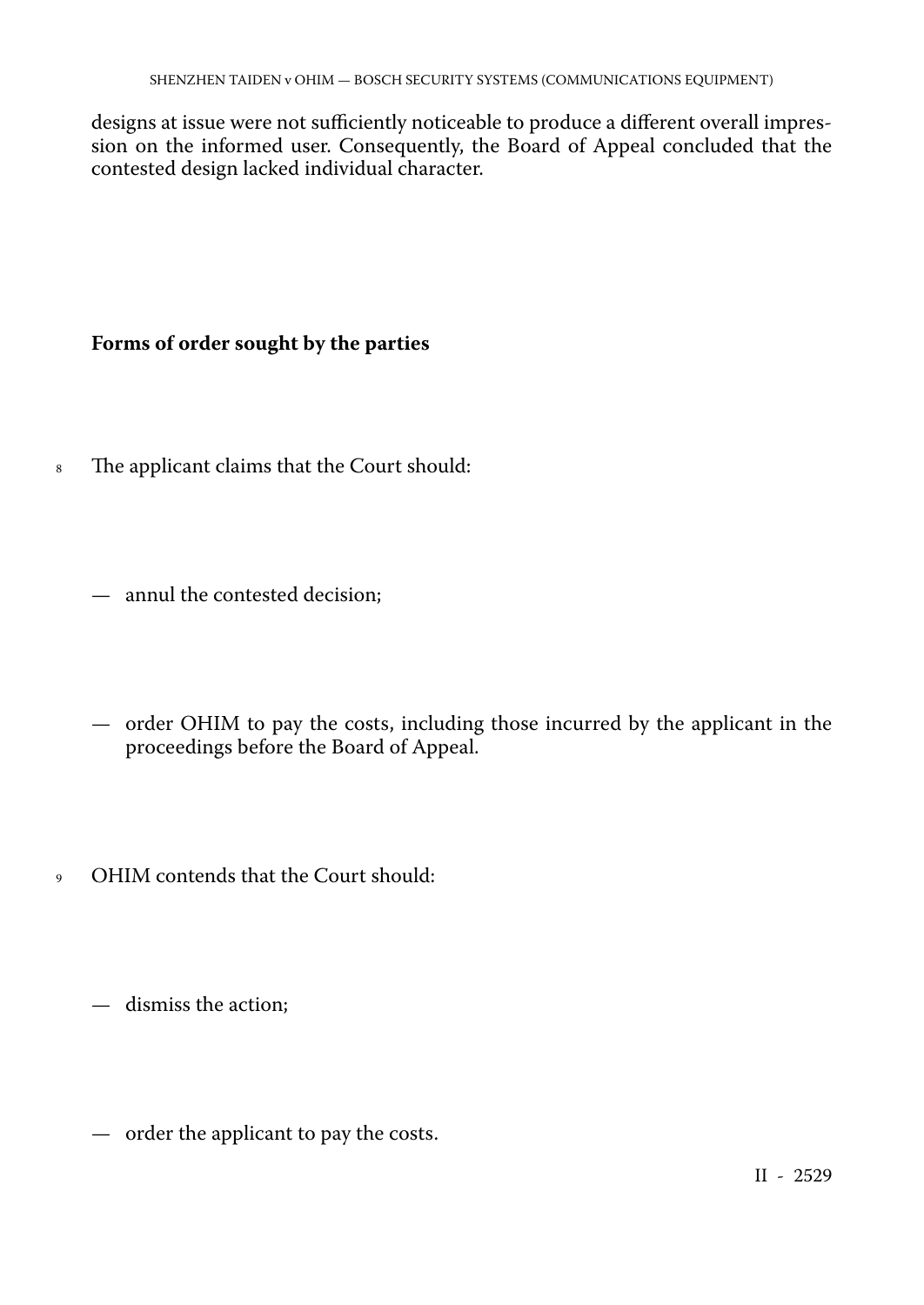designs at issue were not sufficiently noticeable to produce a different overall impression on the informed user. Consequently, the Board of Appeal concluded that the contested design lacked individual character.

**Forms of order sought by the parties**

8 The applicant claims that the Court should:

— annul the contested decision;

— order OHIM to pay the costs, including those incurred by the applicant in the proceedings before the Board of Appeal.

9 OHIM contends that the Court should:

— dismiss the action;

— order the applicant to pay the costs.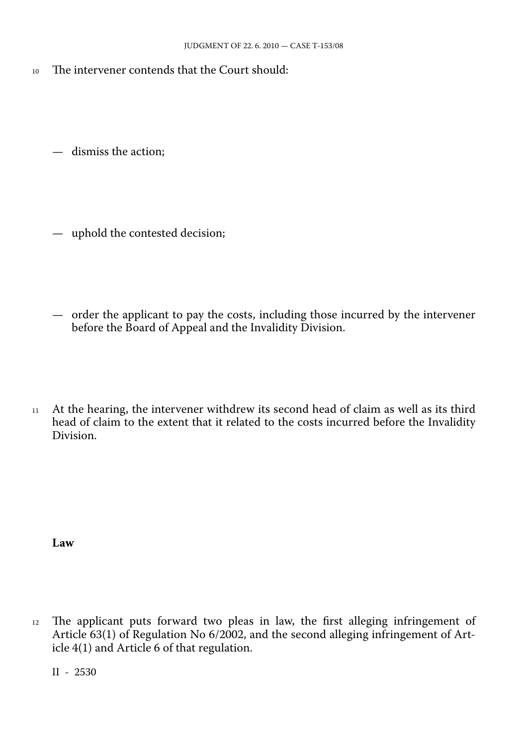10 The intervener contends that the Court should:

— dismiss the action;

— uphold the contested decision;

— order the applicant to pay the costs, including those incurred by the intervener before the Board of Appeal and the Invalidity Division.

11 At the hearing, the intervener withdrew its second head of claim as well as its third head of claim to the extent that it related to the costs incurred before the Invalidity Division.

**Law**

12 The applicant puts forward two pleas in law, the first alleging infringement of Article 63(1) of Regulation No 6/2002, and the second alleging infringement of Article 4(1) and Article 6 of that regulation.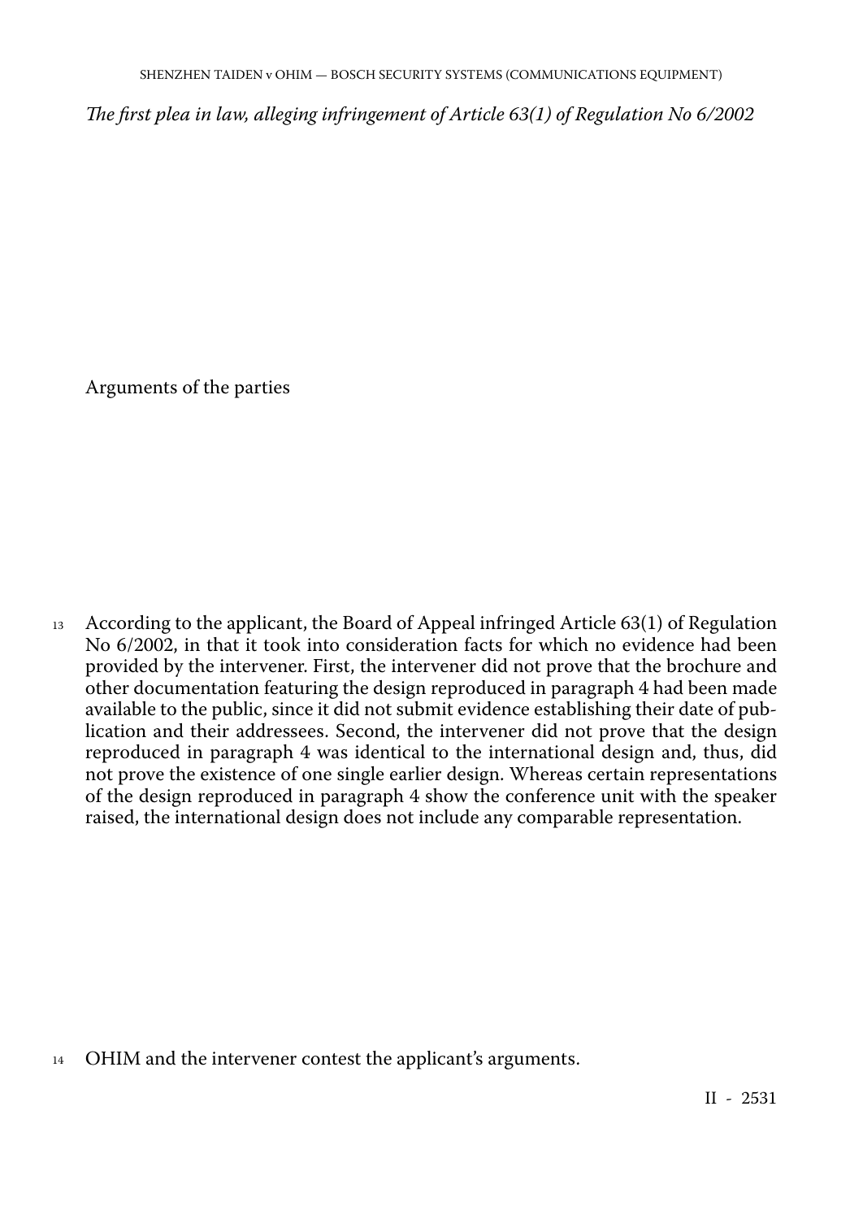*The first plea in law, alleging infringement of Article 63(1) of Regulation No 6/2002*

Arguments of the parties

13 According to the applicant, the Board of Appeal infringed Article 63(1) of Regulation No 6/2002, in that it took into consideration facts for which no evidence had been provided by the intervener. First, the intervener did not prove that the brochure and other documentation featuring the design reproduced in paragraph 4 had been made available to the public, since it did not submit evidence establishing their date of publication and their addressees. Second, the intervener did not prove that the design reproduced in paragraph 4 was identical to the international design and, thus, did not prove the existence of one single earlier design. Whereas certain representations of the design reproduced in paragraph 4 show the conference unit with the speaker raised, the international design does not include any comparable representation.

14 OHIM and the intervener contest the applicant's arguments.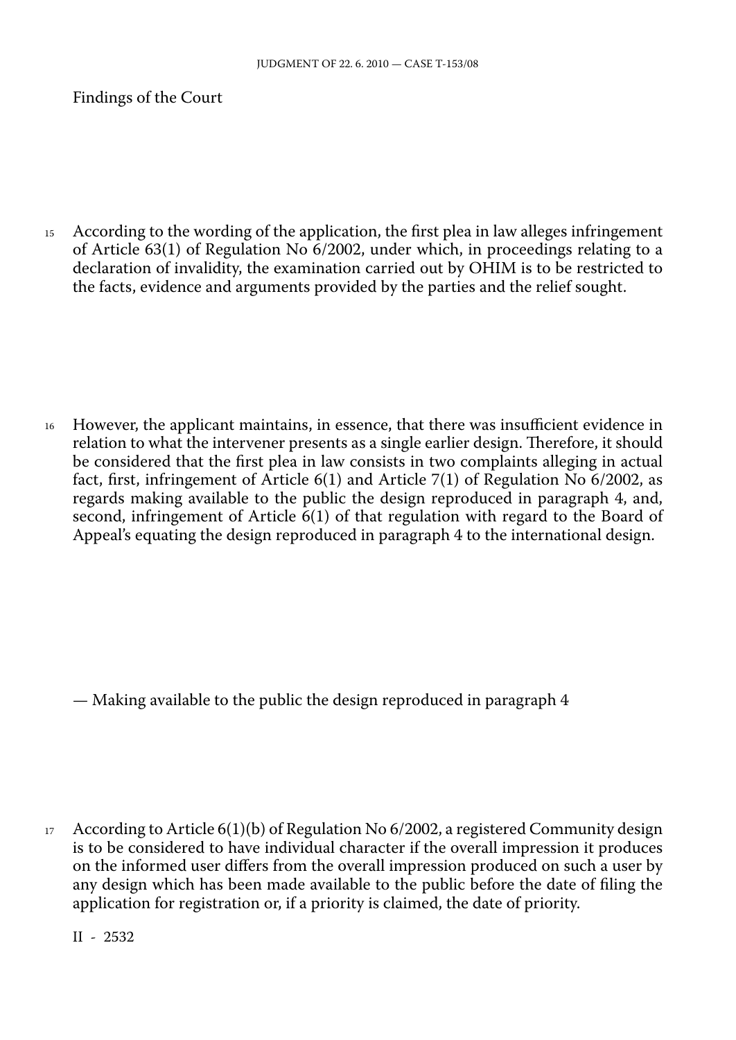Findings of the Court

15 According to the wording of the application, the first plea in law alleges infringement of Article 63(1) of Regulation No 6/2002, under which, in proceedings relating to a declaration of invalidity, the examination carried out by OHIM is to be restricted to the facts, evidence and arguments provided by the parties and the relief sought.

16 However, the applicant maintains, in essence, that there was insufficient evidence in relation to what the intervener presents as a single earlier design. Therefore, it should be considered that the first plea in law consists in two complaints alleging in actual fact, first, infringement of Article 6(1) and Article 7(1) of Regulation No 6/2002, as regards making available to the public the design reproduced in paragraph 4, and, second, infringement of Article 6(1) of that regulation with regard to the Board of Appeal's equating the design reproduced in paragraph 4 to the international design.

— Making available to the public the design reproduced in paragraph 4

17 According to Article 6(1)(b) of Regulation No 6/2002, a registered Community design is to be considered to have individual character if the overall impression it produces on the informed user differs from the overall impression produced on such a user by any design which has been made available to the public before the date of filing the application for registration or, if a priority is claimed, the date of priority.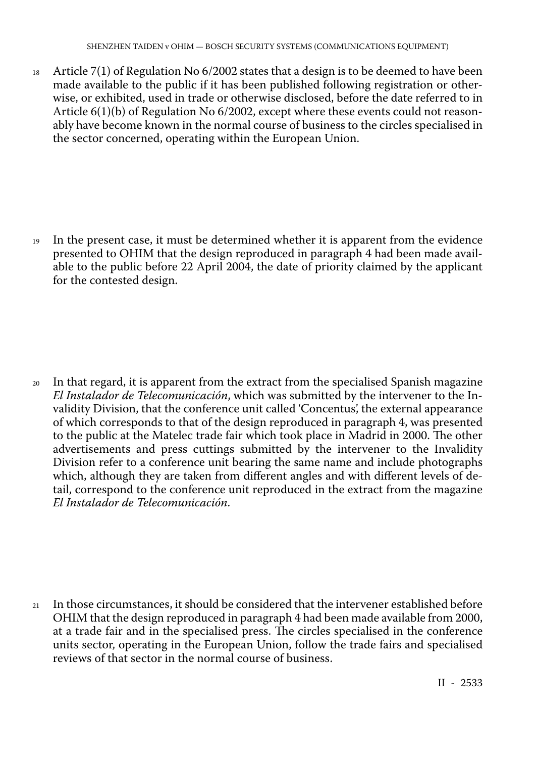18 Article 7(1) of Regulation No 6/2002 states that a design is to be deemed to have been made available to the public if it has been published following registration or otherwise, or exhibited, used in trade or otherwise disclosed, before the date referred to in Article 6(1)(b) of Regulation No 6/2002, except where these events could not reasonably have become known in the normal course of business to the circles specialised in the sector concerned, operating within the European Union.

19 In the present case, it must be determined whether it is apparent from the evidence presented to OHIM that the design reproduced in paragraph 4 had been made available to the public before 22 April 2004, the date of priority claimed by the applicant for the contested design.

20 In that regard, it is apparent from the extract from the specialised Spanish magazine *El Instalador de Telecomunicación*, which was submitted by the intervener to the Invalidity Division, that the conference unit called 'Concentus', the external appearance of which corresponds to that of the design reproduced in paragraph 4, was presented to the public at the Matelec trade fair which took place in Madrid in 2000. The other advertisements and press cuttings submitted by the intervener to the Invalidity Division refer to a conference unit bearing the same name and include photographs which, although they are taken from different angles and with different levels of detail, correspond to the conference unit reproduced in the extract from the magazine *El Instalador de Telecomunicación*.

21 In those circumstances, it should be considered that the intervener established before OHIM that the design reproduced in paragraph 4 had been made available from 2000, at a trade fair and in the specialised press. The circles specialised in the conference units sector, operating in the European Union, follow the trade fairs and specialised reviews of that sector in the normal course of business.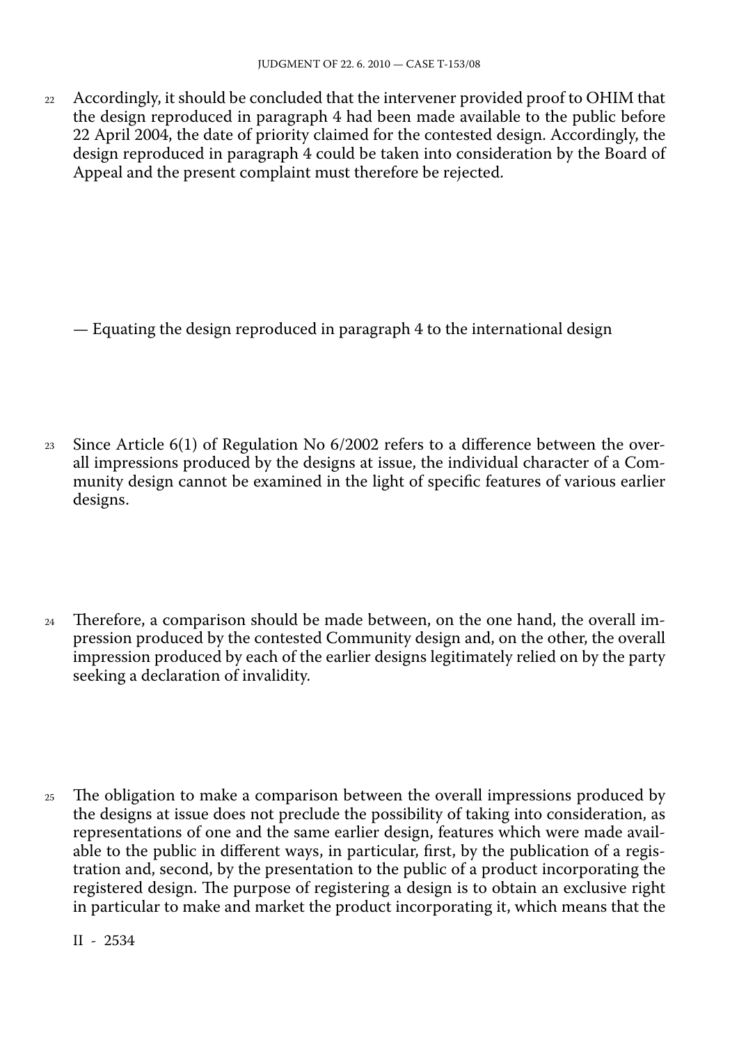22 Accordingly, it should be concluded that the intervener provided proof to OHIM that the design reproduced in paragraph 4 had been made available to the public before 22 April 2004, the date of priority claimed for the contested design. Accordingly, the design reproduced in paragraph 4 could be taken into consideration by the Board of Appeal and the present complaint must therefore be rejected.

— Equating the design reproduced in paragraph 4 to the international design

23 Since Article 6(1) of Regulation No 6/2002 refers to a difference between the overall impressions produced by the designs at issue, the individual character of a Community design cannot be examined in the light of specific features of various earlier designs.

24 Therefore, a comparison should be made between, on the one hand, the overall impression produced by the contested Community design and, on the other, the overall impression produced by each of the earlier designs legitimately relied on by the party seeking a declaration of invalidity.

25 The obligation to make a comparison between the overall impressions produced by the designs at issue does not preclude the possibility of taking into consideration, as representations of one and the same earlier design, features which were made available to the public in different ways, in particular, first, by the publication of a registration and, second, by the presentation to the public of a product incorporating the registered design. The purpose of registering a design is to obtain an exclusive right in particular to make and market the product incorporating it, which means that the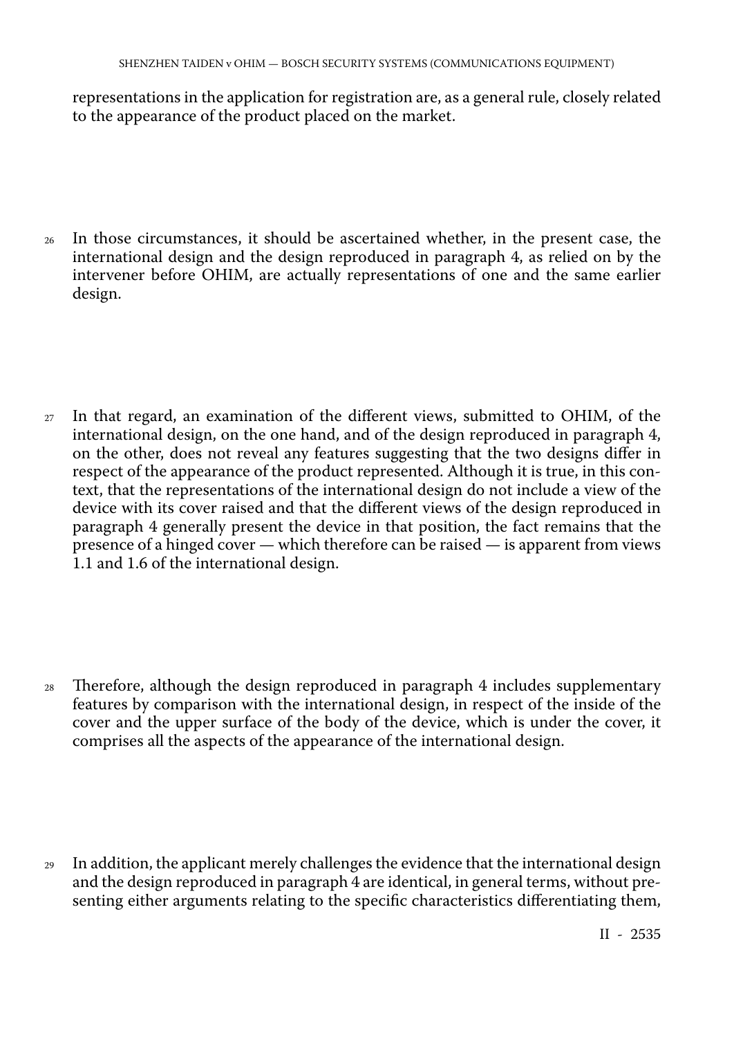representations in the application for registration are, as a general rule, closely related to the appearance of the product placed on the market.

26 In those circumstances, it should be ascertained whether, in the present case, the international design and the design reproduced in paragraph 4, as relied on by the intervener before OHIM, are actually representations of one and the same earlier design.

27 In that regard, an examination of the different views, submitted to OHIM, of the international design, on the one hand, and of the design reproduced in paragraph 4, on the other, does not reveal any features suggesting that the two designs differ in respect of the appearance of the product represented. Although it is true, in this context, that the representations of the international design do not include a view of the device with its cover raised and that the different views of the design reproduced in paragraph 4 generally present the device in that position, the fact remains that the presence of a hinged cover — which therefore can be raised — is apparent from views 1.1 and 1.6 of the international design.

28 Therefore, although the design reproduced in paragraph 4 includes supplementary features by comparison with the international design, in respect of the inside of the cover and the upper surface of the body of the device, which is under the cover, it comprises all the aspects of the appearance of the international design.

29 In addition, the applicant merely challenges the evidence that the international design and the design reproduced in paragraph 4 are identical, in general terms, without presenting either arguments relating to the specific characteristics differentiating them,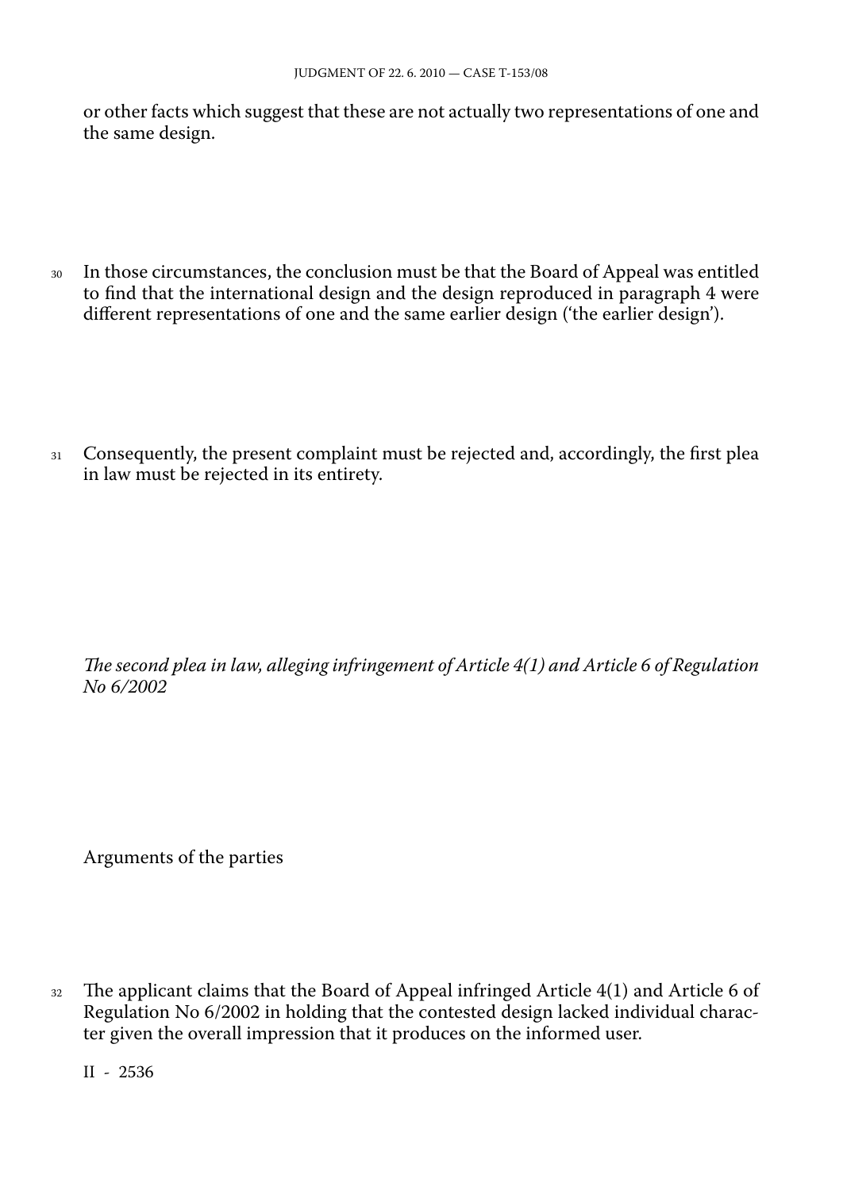or other facts which suggest that these are not actually two representations of one and the same design.

30 In those circumstances, the conclusion must be that the Board of Appeal was entitled to find that the international design and the design reproduced in paragraph 4 were different representations of one and the same earlier design ('the earlier design').

31 Consequently, the present complaint must be rejected and, accordingly, the first plea in law must be rejected in its entirety.

*The second plea in law, alleging infringement of Article 4(1) and Article 6 of Regulation No 6/2002*

Arguments of the parties

32 The applicant claims that the Board of Appeal infringed Article 4(1) and Article 6 of Regulation No 6/2002 in holding that the contested design lacked individual character given the overall impression that it produces on the informed user.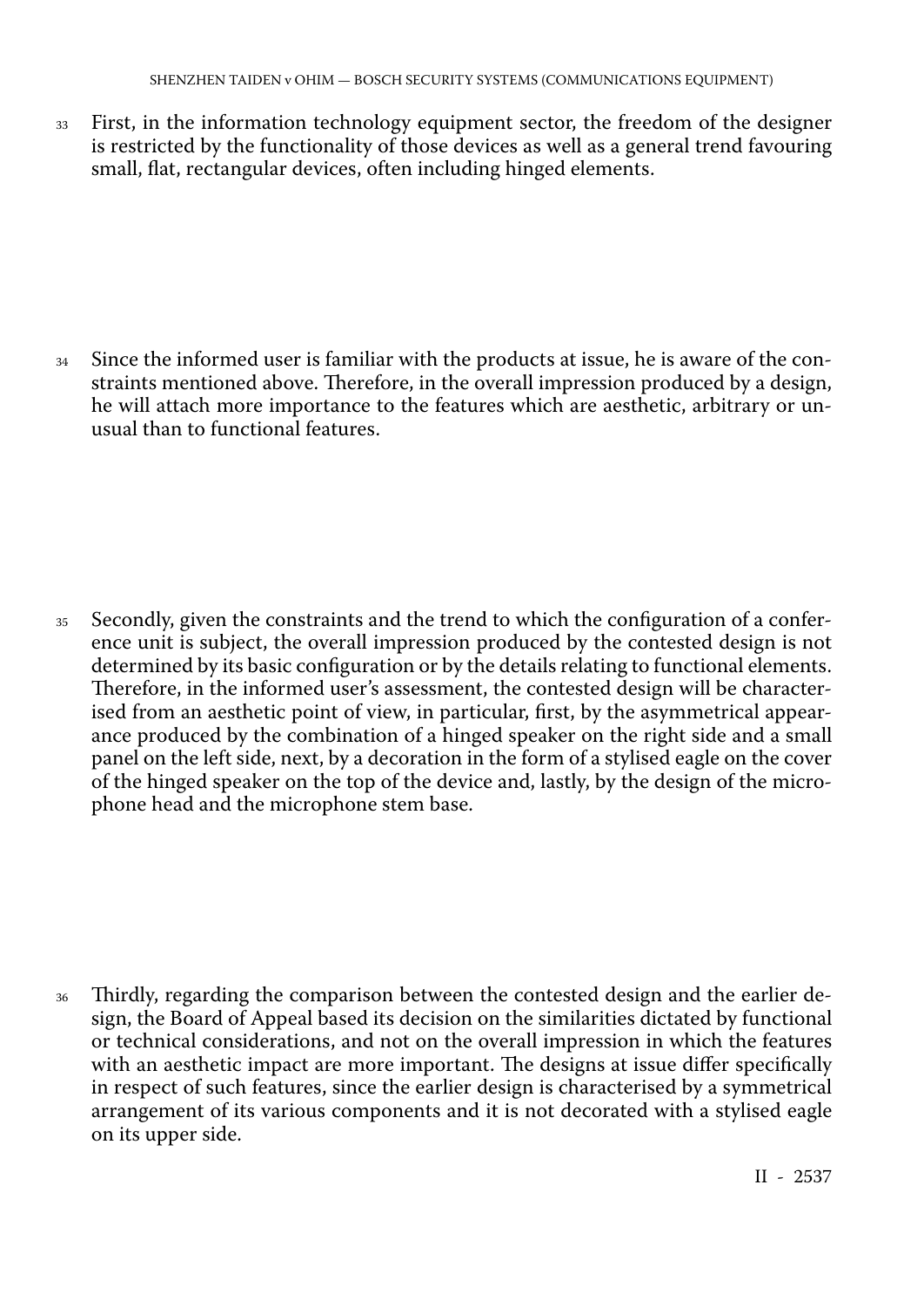33 First, in the information technology equipment sector, the freedom of the designer is restricted by the functionality of those devices as well as a general trend favouring small, flat, rectangular devices, often including hinged elements.

34 Since the informed user is familiar with the products at issue, he is aware of the constraints mentioned above. Therefore, in the overall impression produced by a design, he will attach more importance to the features which are aesthetic, arbitrary or unusual than to functional features.

35 Secondly, given the constraints and the trend to which the configuration of a conference unit is subject, the overall impression produced by the contested design is not determined by its basic configuration or by the details relating to functional elements. Therefore, in the informed user's assessment, the contested design will be characterised from an aesthetic point of view, in particular, first, by the asymmetrical appearance produced by the combination of a hinged speaker on the right side and a small panel on the left side, next, by a decoration in the form of a stylised eagle on the cover of the hinged speaker on the top of the device and, lastly, by the design of the microphone head and the microphone stem base.

36 Thirdly, regarding the comparison between the contested design and the earlier design, the Board of Appeal based its decision on the similarities dictated by functional or technical considerations, and not on the overall impression in which the features with an aesthetic impact are more important. The designs at issue differ specifically in respect of such features, since the earlier design is characterised by a symmetrical arrangement of its various components and it is not decorated with a stylised eagle on its upper side.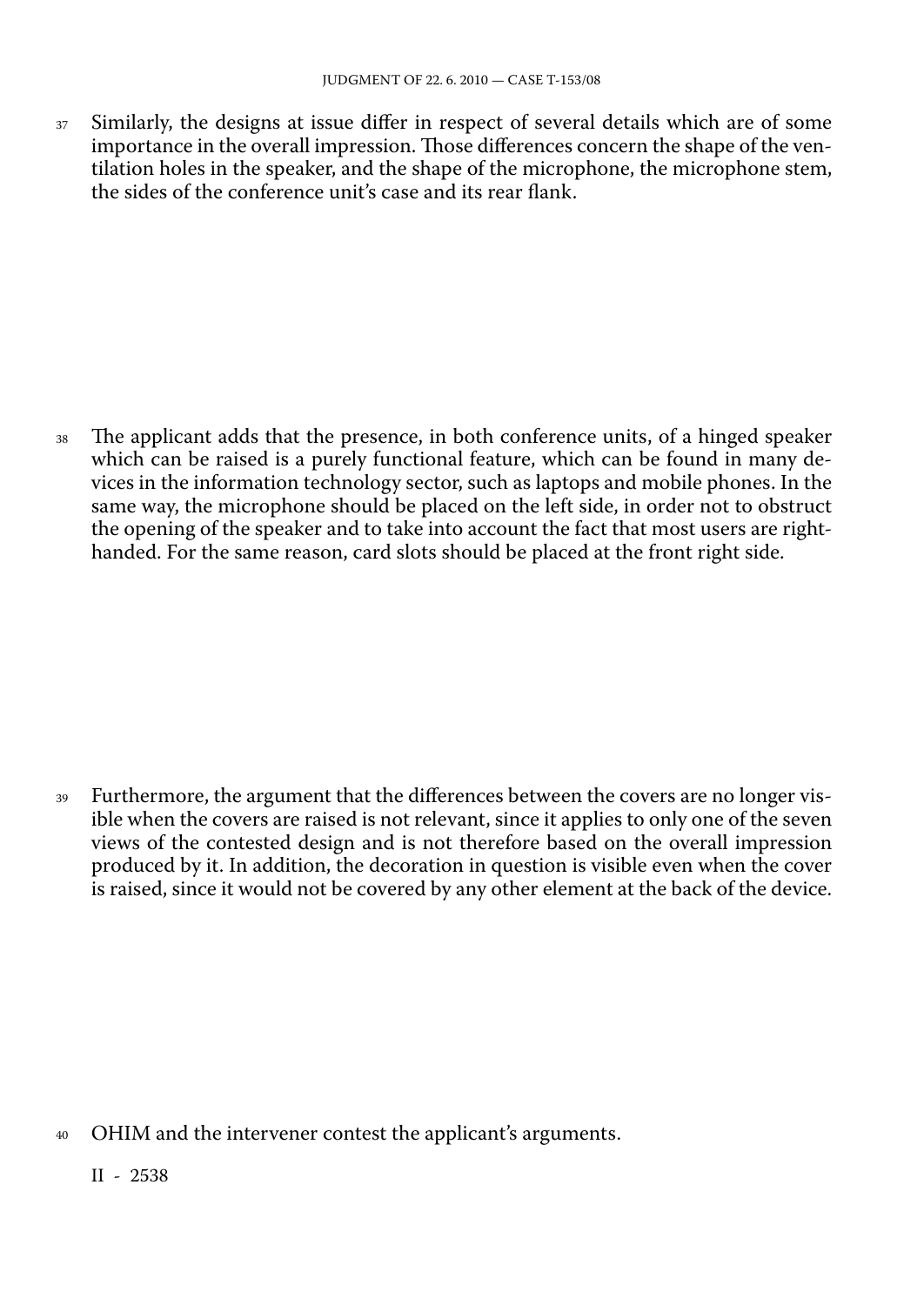37 Similarly, the designs at issue differ in respect of several details which are of some importance in the overall impression. Those differences concern the shape of the ventilation holes in the speaker, and the shape of the microphone, the microphone stem, the sides of the conference unit's case and its rear flank.

38 The applicant adds that the presence, in both conference units, of a hinged speaker which can be raised is a purely functional feature, which can be found in many devices in the information technology sector, such as laptops and mobile phones. In the same way, the microphone should be placed on the left side, in order not to obstruct the opening of the speaker and to take into account the fact that most users are right-handed. For the same reason, card slots should be placed at the front right side.

39 Furthermore, the argument that the differences between the covers are no longer visible when the covers are raised is not relevant, since it applies to only one of the seven views of the contested design and is not therefore based on the overall impression produced by it. In addition, the decoration in question is visible even when the cover is raised, since it would not be covered by any other element at the back of the device.

40 OHIM and the intervener contest the applicant's arguments.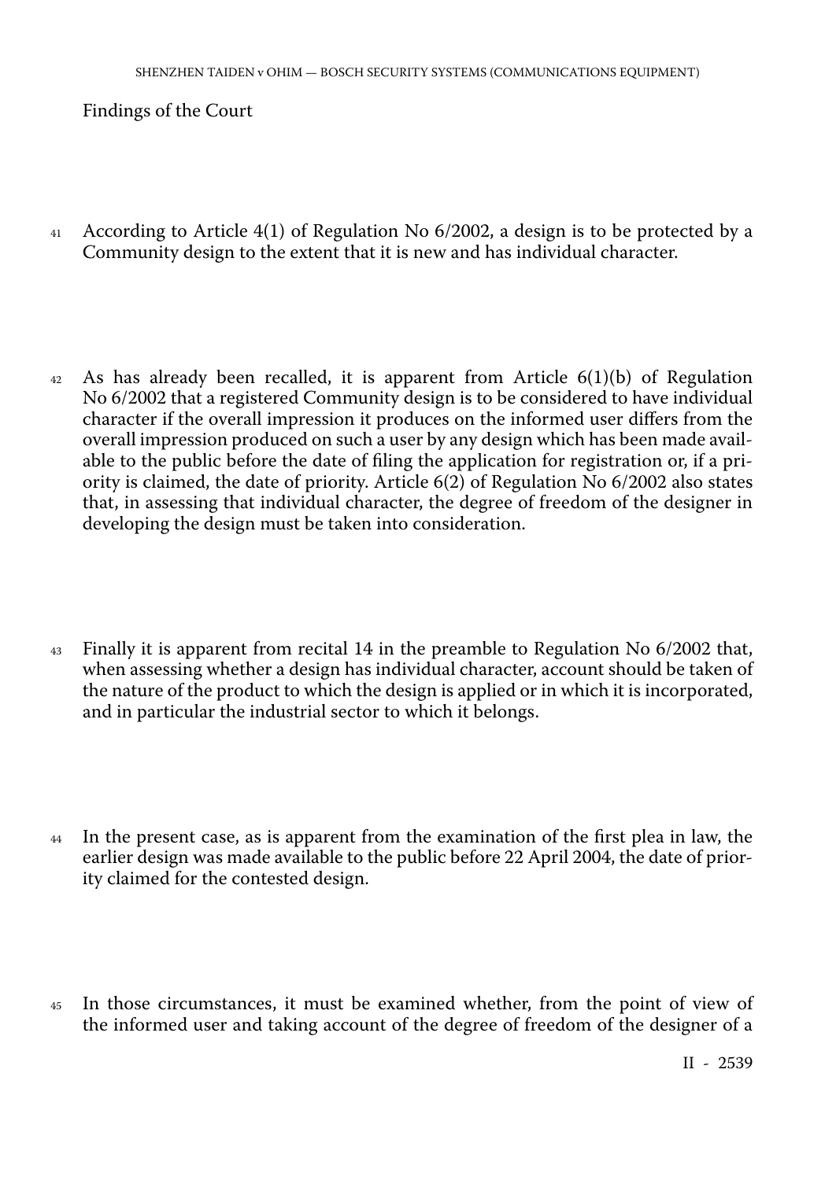Findings of the Court

41 According to Article 4(1) of Regulation No 6/2002, a design is to be protected by a Community design to the extent that it is new and has individual character.

42 As has already been recalled, it is apparent from Article 6(1)(b) of Regulation No 6/2002 that a registered Community design is to be considered to have individual character if the overall impression it produces on the informed user differs from the overall impression produced on such a user by any design which has been made available to the public before the date of filing the application for registration or, if a priority is claimed, the date of priority. Article 6(2) of Regulation No 6/2002 also states that, in assessing that individual character, the degree of freedom of the designer in developing the design must be taken into consideration.

43 Finally it is apparent from recital 14 in the preamble to Regulation No 6/2002 that, when assessing whether a design has individual character, account should be taken of the nature of the product to which the design is applied or in which it is incorporated, and in particular the industrial sector to which it belongs.

44 In the present case, as is apparent from the examination of the first plea in law, the earlier design was made available to the public before 22 April 2004, the date of priority claimed for the contested design.

45 In those circumstances, it must be examined whether, from the point of view of the informed user and taking account of the degree of freedom of the designer of a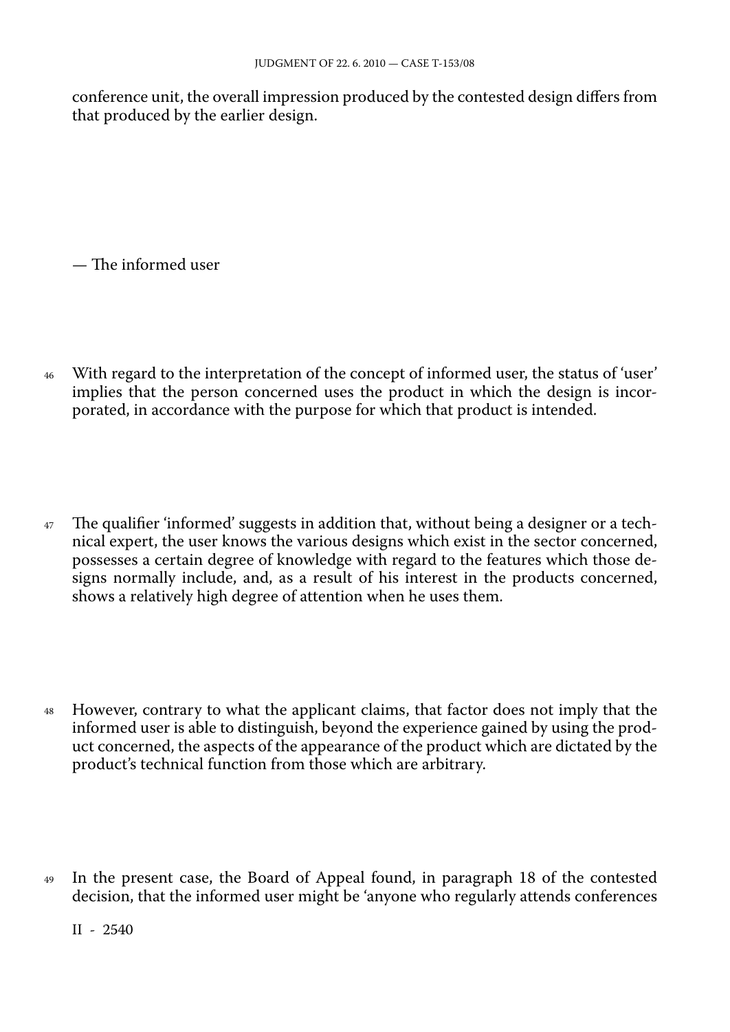conference unit, the overall impression produced by the contested design differs from that produced by the earlier design.

— The informed user

46 With regard to the interpretation of the concept of informed user, the status of 'user' implies that the person concerned uses the product in which the design is incorporated, in accordance with the purpose for which that product is intended.

47 The qualifier 'informed' suggests in addition that, without being a designer or a technical expert, the user knows the various designs which exist in the sector concerned, possesses a certain degree of knowledge with regard to the features which those designs normally include, and, as a result of his interest in the products concerned, shows a relatively high degree of attention when he uses them.

48 However, contrary to what the applicant claims, that factor does not imply that the informed user is able to distinguish, beyond the experience gained by using the product concerned, the aspects of the appearance of the product which are dictated by the product's technical function from those which are arbitrary.

49 In the present case, the Board of Appeal found, in paragraph 18 of the contested decision, that the informed user might be 'anyone who regularly attends conferences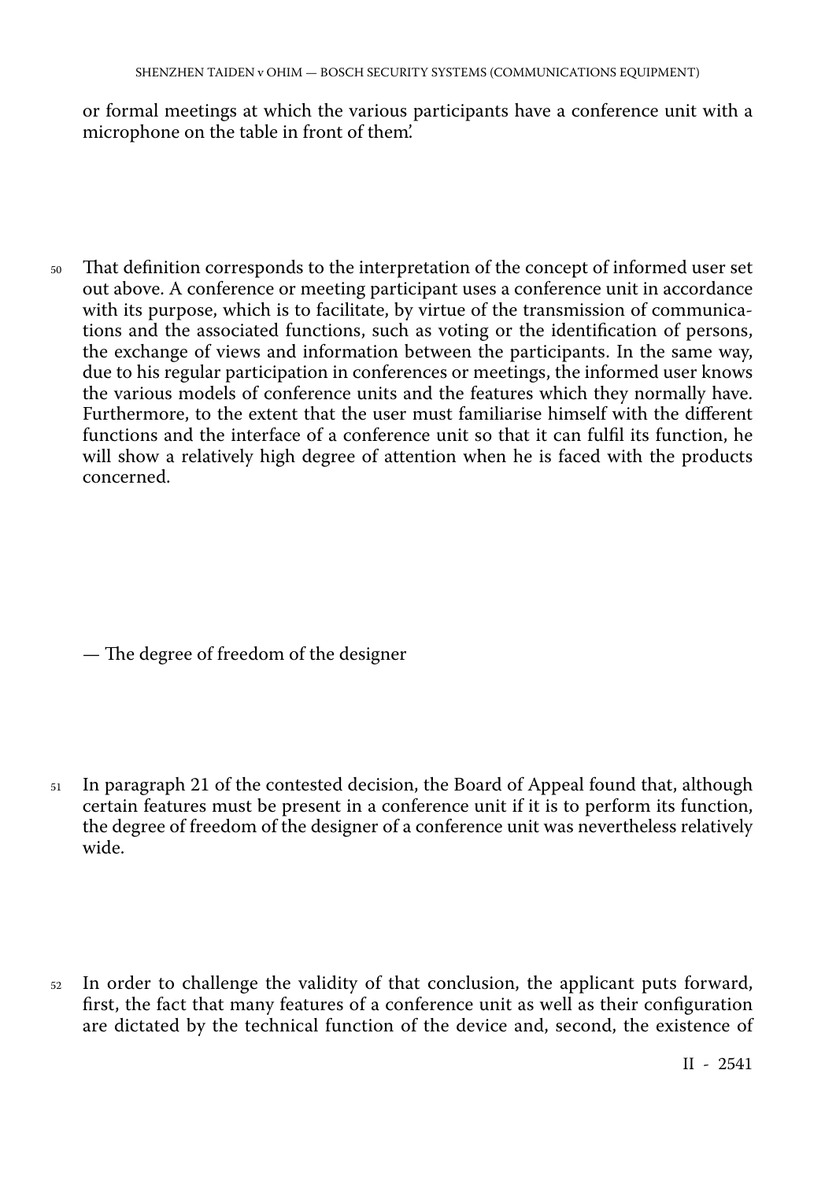or formal meetings at which the various participants have a conference unit with a microphone on the table in front of them.'

50 That definition corresponds to the interpretation of the concept of informed user set out above. A conference or meeting participant uses a conference unit in accordance with its purpose, which is to facilitate, by virtue of the transmission of communications and the associated functions, such as voting or the identification of persons, the exchange of views and information between the participants. In the same way, due to his regular participation in conferences or meetings, the informed user knows the various models of conference units and the features which they normally have. Furthermore, to the extent that the user must familiarise himself with the different functions and the interface of a conference unit so that it can fulfil its function, he will show a relatively high degree of attention when he is faced with the products concerned.

— The degree of freedom of the designer

51 In paragraph 21 of the contested decision, the Board of Appeal found that, although certain features must be present in a conference unit if it is to perform its function, the degree of freedom of the designer of a conference unit was nevertheless relatively wide.

52 In order to challenge the validity of that conclusion, the applicant puts forward, first, the fact that many features of a conference unit as well as their configuration are dictated by the technical function of the device and, second, the existence of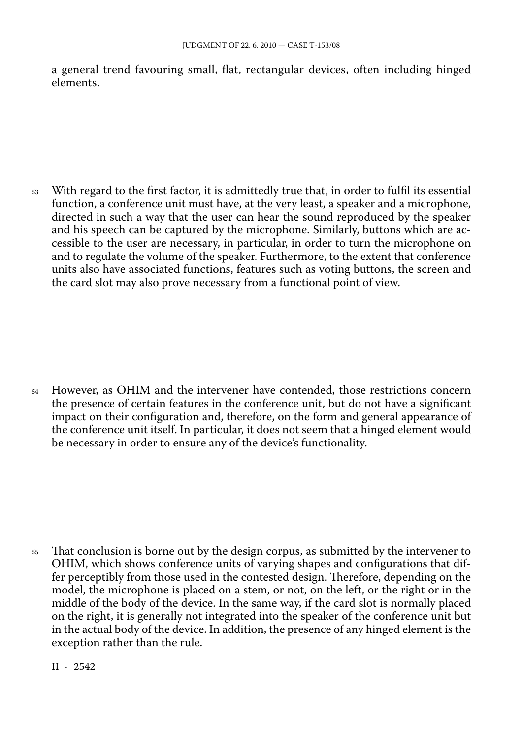a general trend favouring small, flat, rectangular devices, often including hinged elements.

53 With regard to the first factor, it is admittedly true that, in order to fulfil its essential function, a conference unit must have, at the very least, a speaker and a microphone, directed in such a way that the user can hear the sound reproduced by the speaker and his speech can be captured by the microphone. Similarly, buttons which are accessible to the user are necessary, in particular, in order to turn the microphone on and to regulate the volume of the speaker. Furthermore, to the extent that conference units also have associated functions, features such as voting buttons, the screen and the card slot may also prove necessary from a functional point of view.

54 However, as OHIM and the intervener have contended, those restrictions concern the presence of certain features in the conference unit, but do not have a significant impact on their configuration and, therefore, on the form and general appearance of the conference unit itself. In particular, it does not seem that a hinged element would be necessary in order to ensure any of the device's functionality.

55 That conclusion is borne out by the design corpus, as submitted by the intervener to OHIM, which shows conference units of varying shapes and configurations that differ perceptibly from those used in the contested design. Therefore, depending on the model, the microphone is placed on a stem, or not, on the left, or the right or in the middle of the body of the device. In the same way, if the card slot is normally placed on the right, it is generally not integrated into the speaker of the conference unit but in the actual body of the device. In addition, the presence of any hinged element is the exception rather than the rule.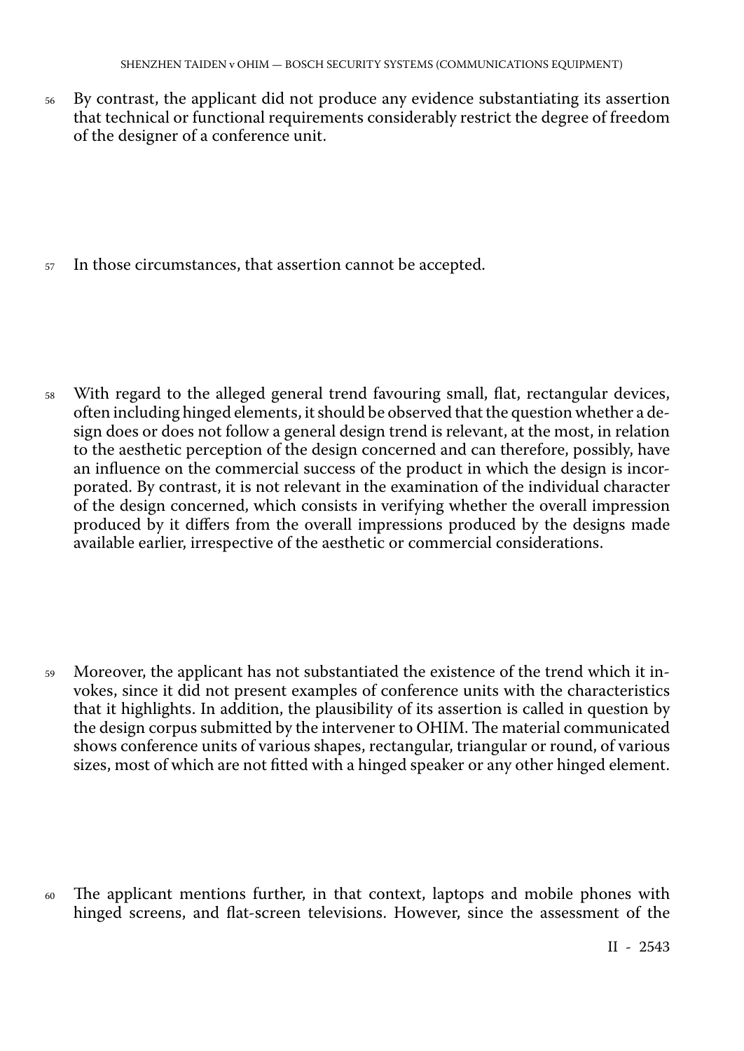56 By contrast, the applicant did not produce any evidence substantiating its assertion that technical or functional requirements considerably restrict the degree of freedom of the designer of a conference unit.

57 In those circumstances, that assertion cannot be accepted.

58 With regard to the alleged general trend favouring small, flat, rectangular devices, often including hinged elements, it should be observed that the question whether a design does or does not follow a general design trend is relevant, at the most, in relation to the aesthetic perception of the design concerned and can therefore, possibly, have an influence on the commercial success of the product in which the design is incorporated. By contrast, it is not relevant in the examination of the individual character of the design concerned, which consists in verifying whether the overall impression produced by it differs from the overall impressions produced by the designs made available earlier, irrespective of the aesthetic or commercial considerations.

59 Moreover, the applicant has not substantiated the existence of the trend which it invokes, since it did not present examples of conference units with the characteristics that it highlights. In addition, the plausibility of its assertion is called in question by the design corpus submitted by the intervener to OHIM. The material communicated shows conference units of various shapes, rectangular, triangular or round, of various sizes, most of which are not fitted with a hinged speaker or any other hinged element.

60 The applicant mentions further, in that context, laptops and mobile phones with hinged screens, and flat-screen televisions. However, since the assessment of the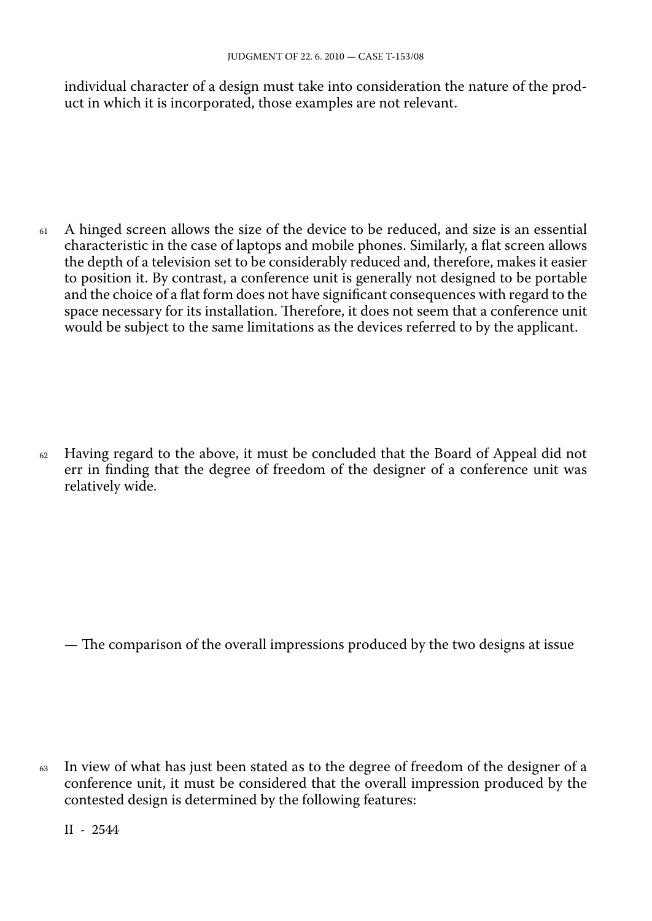individual character of a design must take into consideration the nature of the product in which it is incorporated, those examples are not relevant.

61 A hinged screen allows the size of the device to be reduced, and size is an essential characteristic in the case of laptops and mobile phones. Similarly, a flat screen allows the depth of a television set to be considerably reduced and, therefore, makes it easier to position it. By contrast, a conference unit is generally not designed to be portable and the choice of a flat form does not have significant consequences with regard to the space necessary for its installation. Therefore, it does not seem that a conference unit would be subject to the same limitations as the devices referred to by the applicant.

62 Having regard to the above, it must be concluded that the Board of Appeal did not err in finding that the degree of freedom of the designer of a conference unit was relatively wide.

— The comparison of the overall impressions produced by the two designs at issue

63 In view of what has just been stated as to the degree of freedom of the designer of a conference unit, it must be considered that the overall impression produced by the contested design is determined by the following features: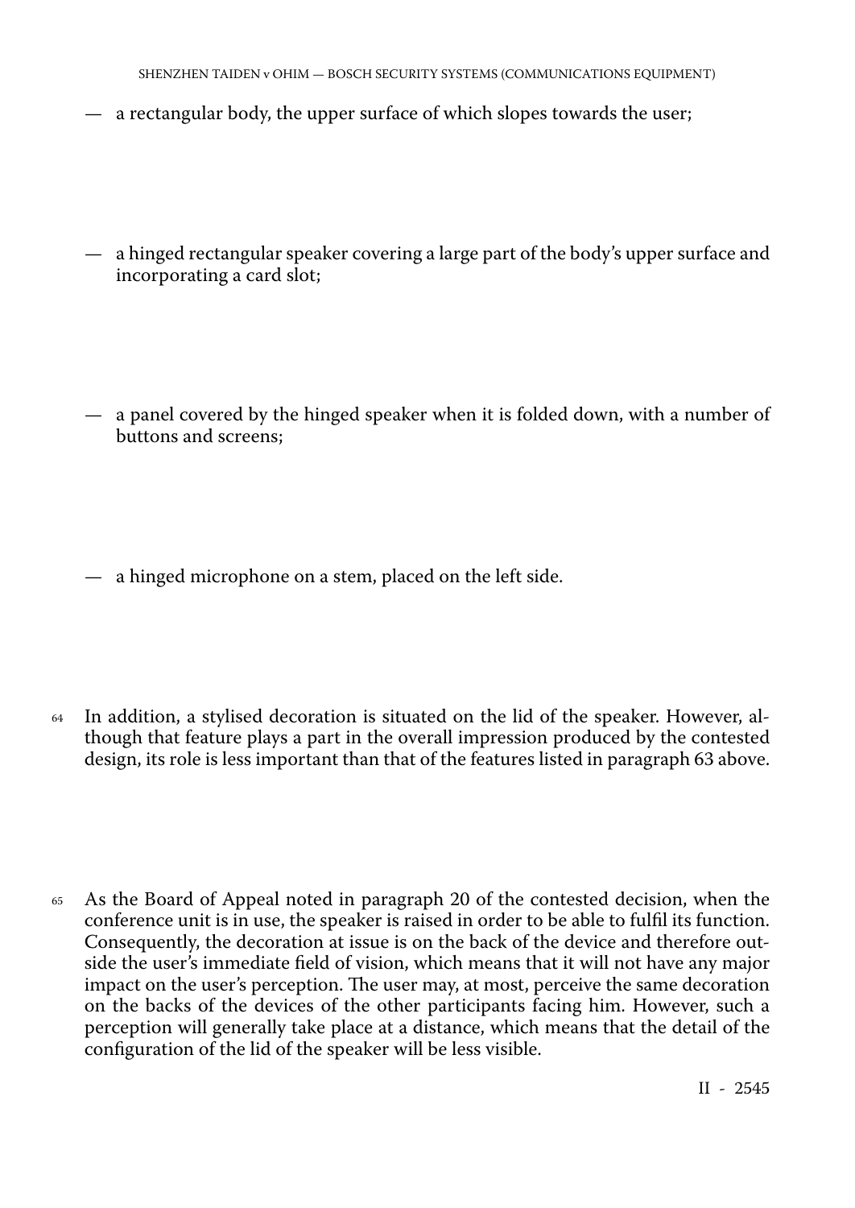— a rectangular body, the upper surface of which slopes towards the user;

— a hinged rectangular speaker covering a large part of the body's upper surface and incorporating a card slot;

— a panel covered by the hinged speaker when it is folded down, with a number of buttons and screens;

— a hinged microphone on a stem, placed on the left side.

64 In addition, a stylised decoration is situated on the lid of the speaker. However, although that feature plays a part in the overall impression produced by the contested design, its role is less important than that of the features listed in paragraph 63 above.

65 As the Board of Appeal noted in paragraph 20 of the contested decision, when the conference unit is in use, the speaker is raised in order to be able to fulfil its function. Consequently, the decoration at issue is on the back of the device and therefore outside the user's immediate field of vision, which means that it will not have any major impact on the user's perception. The user may, at most, perceive the same decoration on the backs of the devices of the other participants facing him. However, such a perception will generally take place at a distance, which means that the detail of the configuration of the lid of the speaker will be less visible.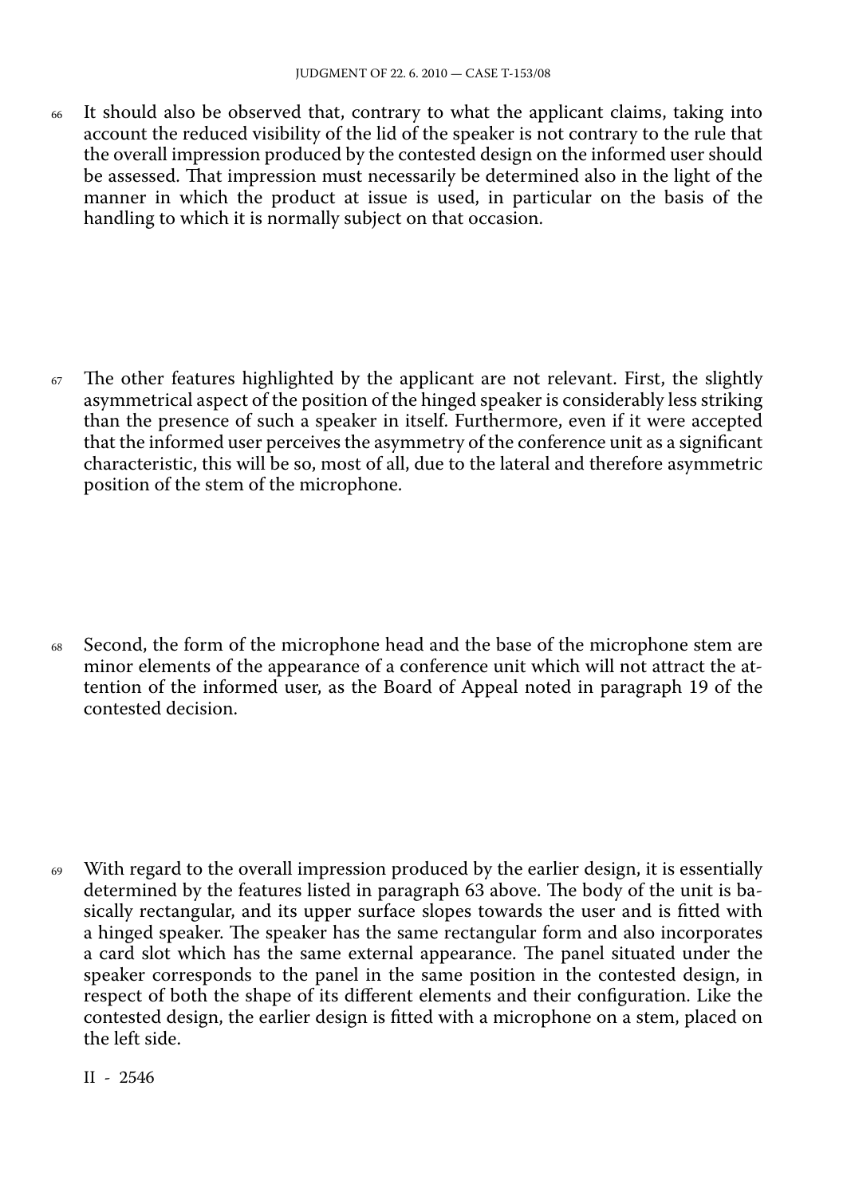66 It should also be observed that, contrary to what the applicant claims, taking into account the reduced visibility of the lid of the speaker is not contrary to the rule that the overall impression produced by the contested design on the informed user should be assessed. That impression must necessarily be determined also in the light of the manner in which the product at issue is used, in particular on the basis of the handling to which it is normally subject on that occasion.

67 The other features highlighted by the applicant are not relevant. First, the slightly asymmetrical aspect of the position of the hinged speaker is considerably less striking than the presence of such a speaker in itself. Furthermore, even if it were accepted that the informed user perceives the asymmetry of the conference unit as a significant characteristic, this will be so, most of all, due to the lateral and therefore asymmetric position of the stem of the microphone.

68 Second, the form of the microphone head and the base of the microphone stem are minor elements of the appearance of a conference unit which will not attract the attention of the informed user, as the Board of Appeal noted in paragraph 19 of the contested decision.

69 With regard to the overall impression produced by the earlier design, it is essentially determined by the features listed in paragraph 63 above. The body of the unit is basically rectangular, and its upper surface slopes towards the user and is fitted with a hinged speaker. The speaker has the same rectangular form and also incorporates a card slot which has the same external appearance. The panel situated under the speaker corresponds to the panel in the same position in the contested design, in respect of both the shape of its different elements and their configuration. Like the contested design, the earlier design is fitted with a microphone on a stem, placed on the left side.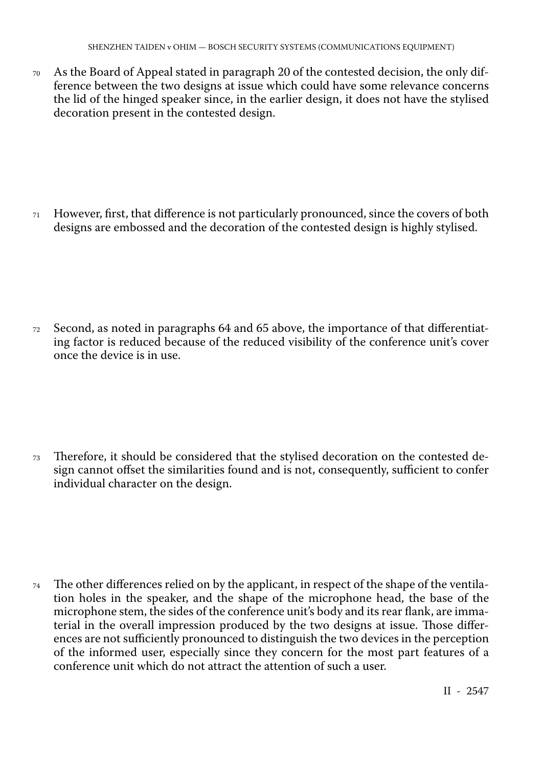70 As the Board of Appeal stated in paragraph 20 of the contested decision, the only difference between the two designs at issue which could have some relevance concerns the lid of the hinged speaker since, in the earlier design, it does not have the stylised decoration present in the contested design.

71 However, first, that difference is not particularly pronounced, since the covers of both designs are embossed and the decoration of the contested design is highly stylised.

72 Second, as noted in paragraphs 64 and 65 above, the importance of that differentiating factor is reduced because of the reduced visibility of the conference unit's cover once the device is in use.

73 Therefore, it should be considered that the stylised decoration on the contested design cannot offset the similarities found and is not, consequently, sufficient to confer individual character on the design.

74 The other differences relied on by the applicant, in respect of the shape of the ventilation holes in the speaker, and the shape of the microphone head, the base of the microphone stem, the sides of the conference unit's body and its rear flank, are immaterial in the overall impression produced by the two designs at issue. Those differences are not sufficiently pronounced to distinguish the two devices in the perception of the informed user, especially since they concern for the most part features of a conference unit which do not attract the attention of such a user.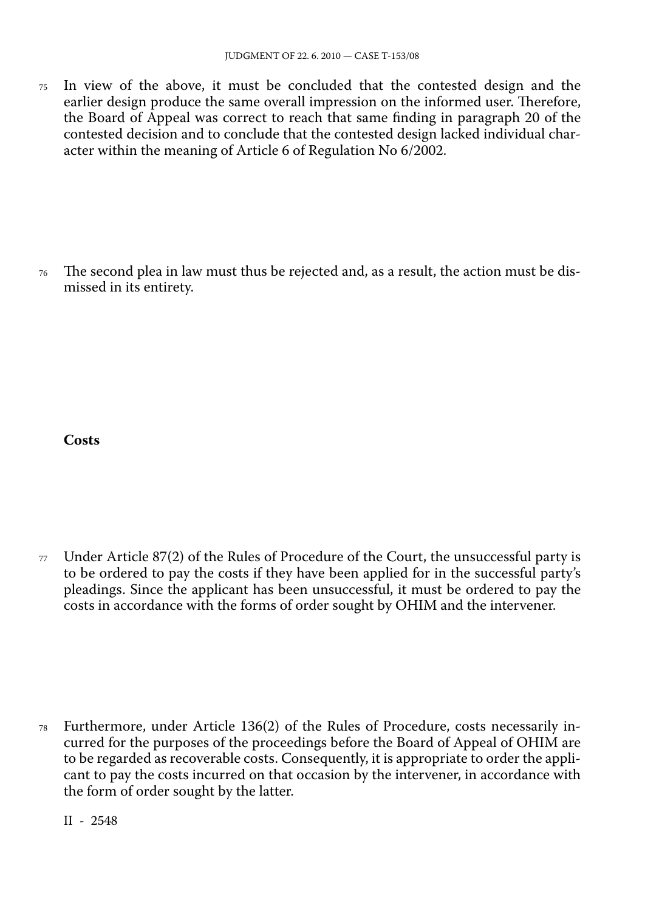75 In view of the above, it must be concluded that the contested design and the earlier design produce the same overall impression on the informed user. Therefore, the Board of Appeal was correct to reach that same finding in paragraph 20 of the contested decision and to conclude that the contested design lacked individual character within the meaning of Article 6 of Regulation No 6/2002.

76 The second plea in law must thus be rejected and, as a result, the action must be dismissed in its entirety.

**Costs**

77 Under Article 87(2) of the Rules of Procedure of the Court, the unsuccessful party is to be ordered to pay the costs if they have been applied for in the successful party's pleadings. Since the applicant has been unsuccessful, it must be ordered to pay the costs in accordance with the forms of order sought by OHIM and the intervener.

78 Furthermore, under Article 136(2) of the Rules of Procedure, costs necessarily incurred for the purposes of the proceedings before the Board of Appeal of OHIM are to be regarded as recoverable costs. Consequently, it is appropriate to order the applicant to pay the costs incurred on that occasion by the intervener, in accordance with the form of order sought by the latter.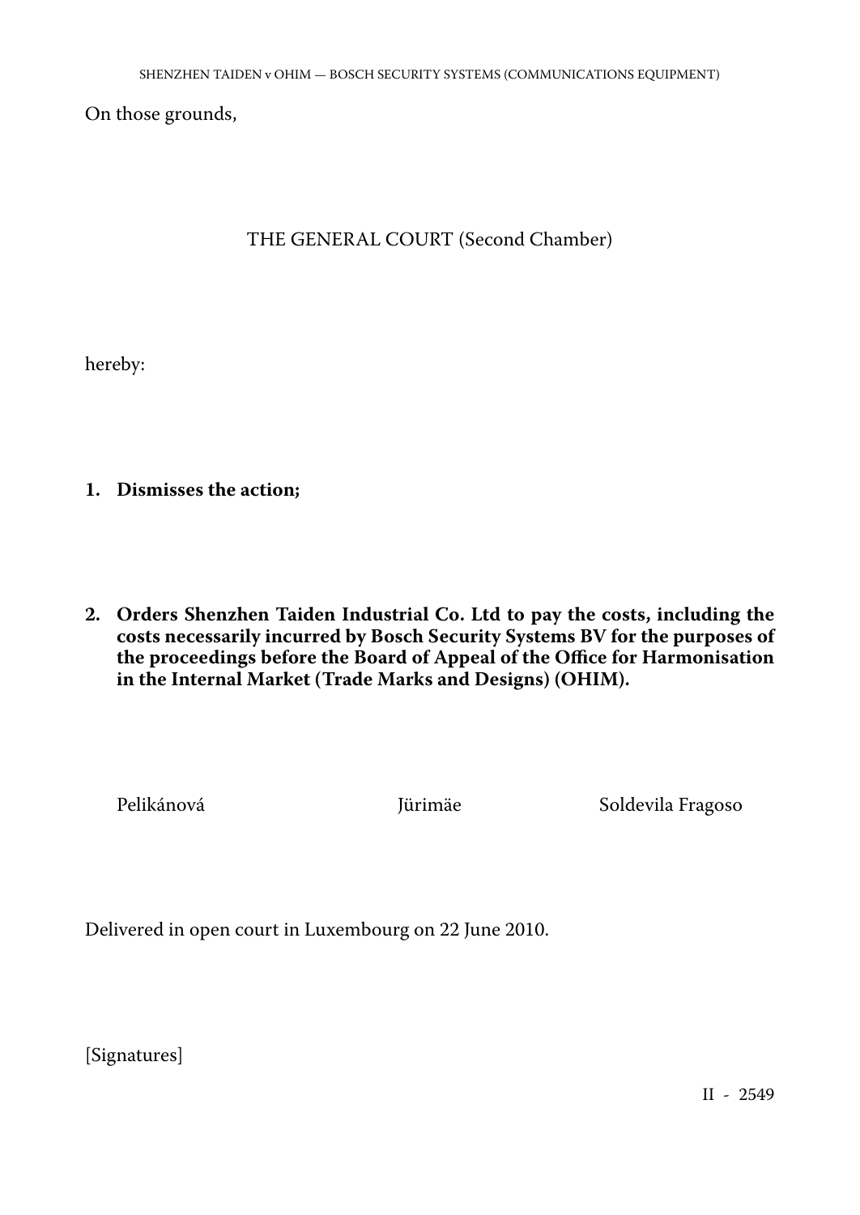On those grounds,

THE GENERAL COURT (Second Chamber)

hereby:

1. **Dismisses the action;**

2. **Orders Shenzhen Taiden Industrial Co. Ltd to pay the costs, including the costs necessarily incurred by Bosch Security Systems BV for the purposes of the proceedings before the Board of Appeal of the Office for Harmonisation in the Internal Market (Trade Marks and Designs) (OHIM).**

Pelikánová Jürimäe Soldevila Fragoso

Delivered in open court in Luxembourg on 22 June 2010.

[Signatures]